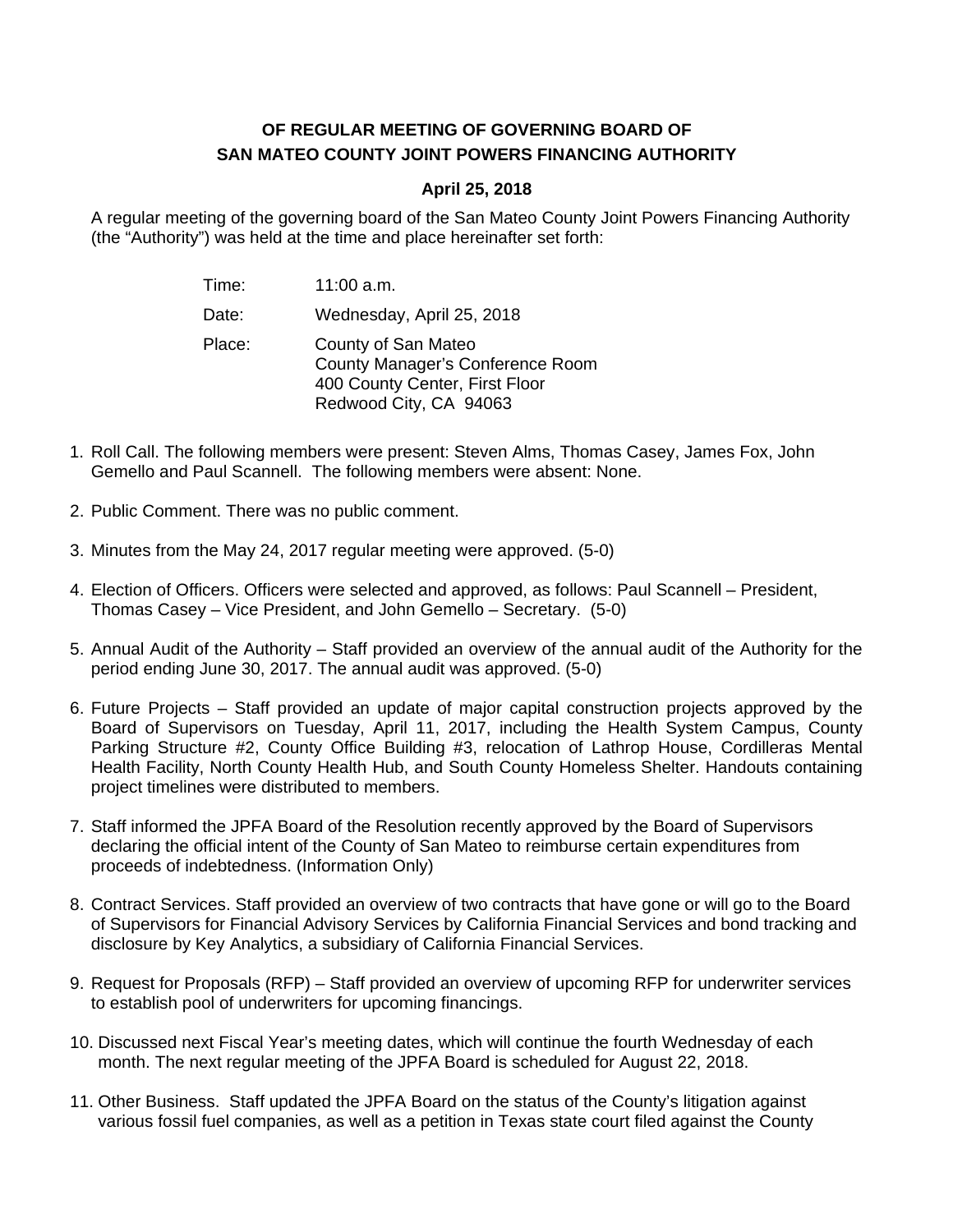**OF REGULAR MEETING OF GOVERNING BOARD OF**
**SAN MATEO COUNTY JOINT POWERS FINANCING AUTHORITY**

**April 25, 2018**

A regular meeting of the governing board of the San Mateo County Joint Powers Financing Authority (the "Authority") was held at the time and place hereinafter set forth:

| | |
|---|---|
| Time: | 11:00 a.m. |
| Date: | Wednesday, April 25, 2018 |
| Place: | County of San Mateo<br>County Manager's Conference Room<br>400 County Center, First Floor<br>Redwood City, CA 94063 |

1. Roll Call. The following members were present: Steven Alms, Thomas Casey, James Fox, John Gemello and Paul Scannell. The following members were absent: None.

2. Public Comment. There was no public comment.

3. Minutes from the May 24, 2017 regular meeting were approved. (5-0)

4. Election of Officers. Officers were selected and approved, as follows: Paul Scannell – President, Thomas Casey – Vice President, and John Gemello – Secretary. (5-0)

5. Annual Audit of the Authority – Staff provided an overview of the annual audit of the Authority for the period ending June 30, 2017. The annual audit was approved. (5-0)

6. Future Projects – Staff provided an update of major capital construction projects approved by the Board of Supervisors on Tuesday, April 11, 2017, including the Health System Campus, County Parking Structure #2, County Office Building #3, relocation of Lathrop House, Cordilleras Mental Health Facility, North County Health Hub, and South County Homeless Shelter. Handouts containing project timelines were distributed to members.

7. Staff informed the JPFA Board of the Resolution recently approved by the Board of Supervisors declaring the official intent of the County of San Mateo to reimburse certain expenditures from proceeds of indebtedness. (Information Only)

8. Contract Services. Staff provided an overview of two contracts that have gone or will go to the Board of Supervisors for Financial Advisory Services by California Financial Services and bond tracking and disclosure by Key Analytics, a subsidiary of California Financial Services.

9. Request for Proposals (RFP) – Staff provided an overview of upcoming RFP for underwriter services to establish pool of underwriters for upcoming financings.

10. Discussed next Fiscal Year's meeting dates, which will continue the fourth Wednesday of each month. The next regular meeting of the JPFA Board is scheduled for August 22, 2018.

11. Other Business. Staff updated the JPFA Board on the status of the County's litigation against various fossil fuel companies, as well as a petition in Texas state court filed against the County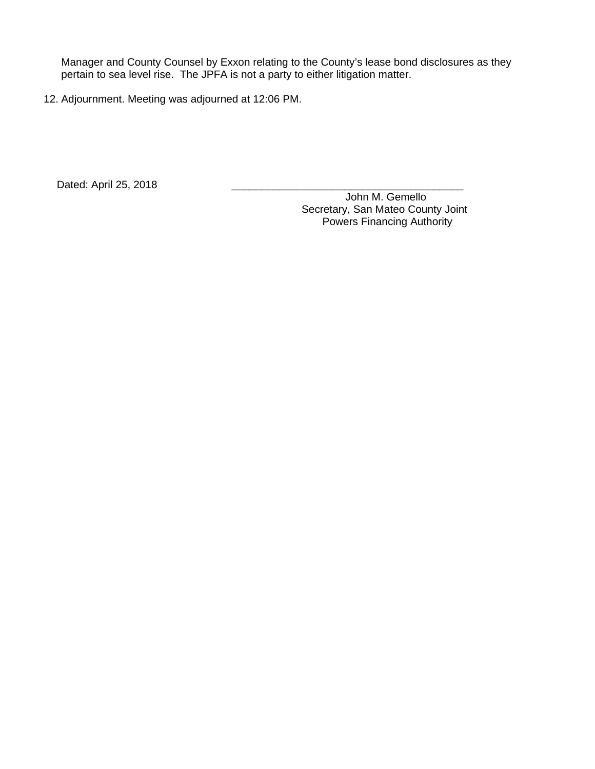Manager and County Counsel by Exxon relating to the County's lease bond disclosures as they pertain to sea level rise. The JPFA is not a party to either litigation matter.

12. Adjournment. Meeting was adjourned at 12:06 PM.

Dated: April 25, 2018

\_\_\_\_\_\_\_\_\_\_\_\_\_\_\_\_\_\_\_\_\_\_\_\_\_\_\_\_\_\_\_\_\_\_\_\_\_\_\_\_

John M. Gemello
Secretary, San Mateo County Joint
Powers Financing Authority